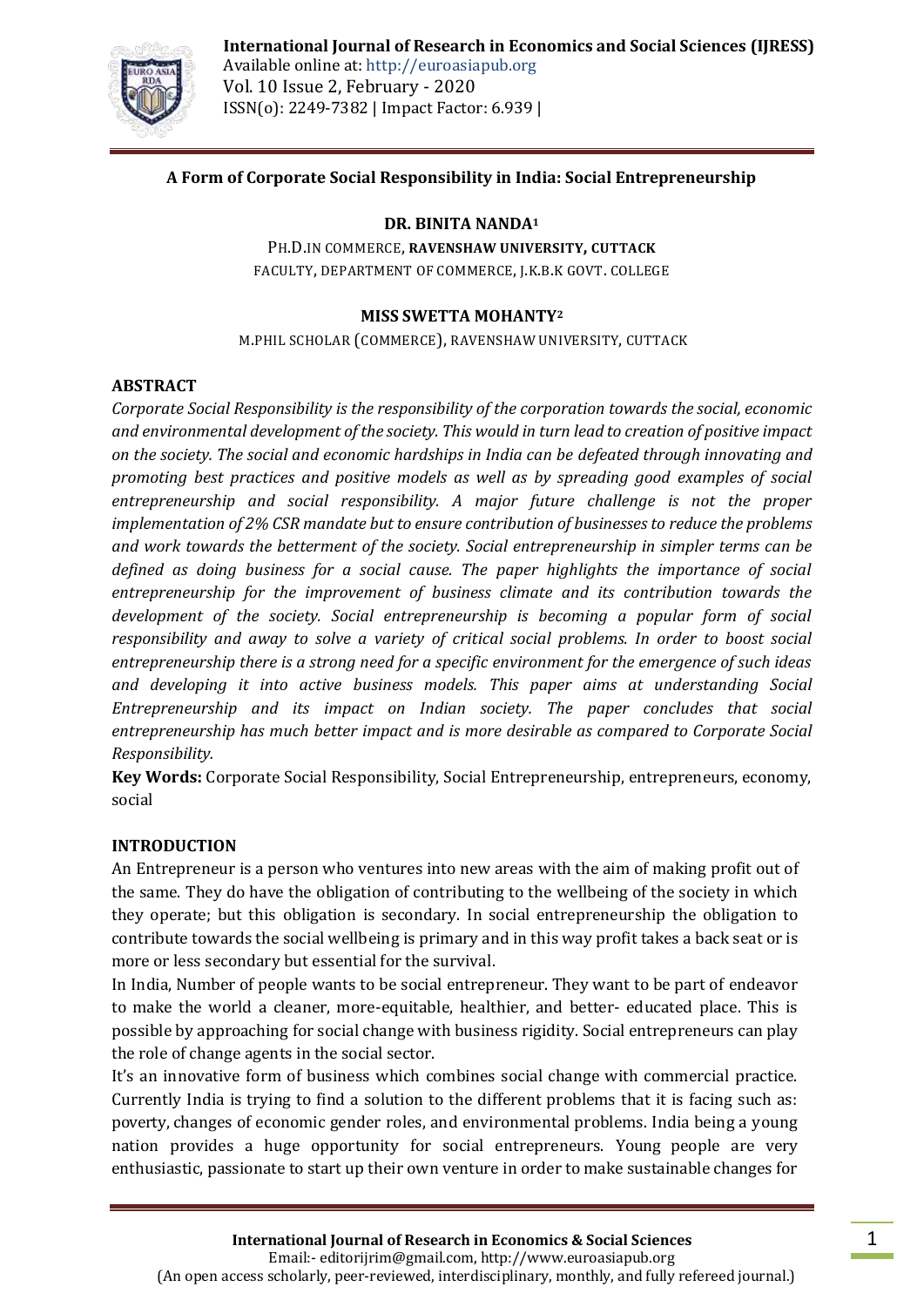# A Form of Corporate Social Responsibility in India: Social Entrepreneurship

**DR. BINITA NANDA**[1]

PH.D.IN COMMERCE, **RAVENSHAW UNIVERSITY, CUTTACK**
FACULTY, DEPARTMENT OF COMMERCE, J.K.B.K GOVT. COLLEGE

**MISS SWETTA MOHANTY**[2]

M.PHIL SCHOLAR (COMMERCE), RAVENSHAW UNIVERSITY, CUTTACK

## ABSTRACT

*Corporate Social Responsibility is the responsibility of the corporation towards the social, economic and environmental development of the society. This would in turn lead to creation of positive impact on the society. The social and economic hardships in India can be defeated through innovating and promoting best practices and positive models as well as by spreading good examples of social entrepreneurship and social responsibility. A major future challenge is not the proper implementation of 2% CSR mandate but to ensure contribution of businesses to reduce the problems and work towards the betterment of the society. Social entrepreneurship in simpler terms can be defined as doing business for a social cause. The paper highlights the importance of social entrepreneurship for the improvement of business climate and its contribution towards the development of the society. Social entrepreneurship is becoming a popular form of social responsibility and away to solve a variety of critical social problems. In order to boost social entrepreneurship there is a strong need for a specific environment for the emergence of such ideas and developing it into active business models. This paper aims at understanding Social Entrepreneurship and its impact on Indian society. The paper concludes that social entrepreneurship has much better impact and is more desirable as compared to Corporate Social Responsibility.*

**Key Words:** Corporate Social Responsibility, Social Entrepreneurship, entrepreneurs, economy, social

## INTRODUCTION

An Entrepreneur is a person who ventures into new areas with the aim of making profit out of the same. They do have the obligation of contributing to the wellbeing of the society in which they operate; but this obligation is secondary. In social entrepreneurship the obligation to contribute towards the social wellbeing is primary and in this way profit takes a back seat or is more or less secondary but essential for the survival.

In India, Number of people wants to be social entrepreneur. They want to be part of endeavor to make the world a cleaner, more-equitable, healthier, and better- educated place. This is possible by approaching for social change with business rigidity. Social entrepreneurs can play the role of change agents in the social sector.

It's an innovative form of business which combines social change with commercial practice. Currently India is trying to find a solution to the different problems that it is facing such as: poverty, changes of economic gender roles, and environmental problems. India being a young nation provides a huge opportunity for social entrepreneurs. Young people are very enthusiastic, passionate to start up their own venture in order to make sustainable changes for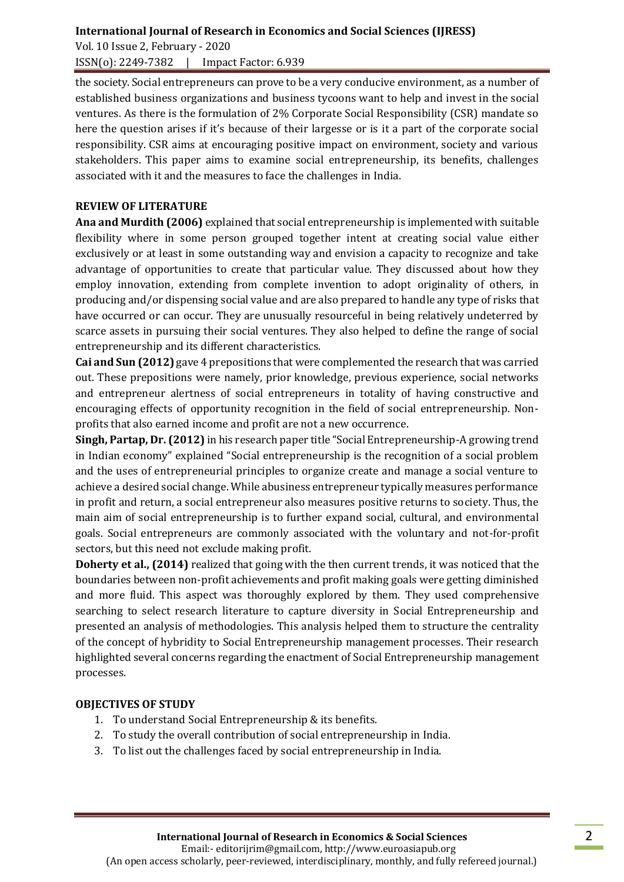the society. Social entrepreneurs can prove to be a very conducive environment, as a number of established business organizations and business tycoons want to help and invest in the social ventures. As there is the formulation of 2% Corporate Social Responsibility (CSR) mandate so here the question arises if it's because of their largesse or is it a part of the corporate social responsibility. CSR aims at encouraging positive impact on environment, society and various stakeholders. This paper aims to examine social entrepreneurship, its benefits, challenges associated with it and the measures to face the challenges in India.

## REVIEW OF LITERATURE

**Ana and Murdith (2006)** explained that social entrepreneurship is implemented with suitable flexibility where in some person grouped together intent at creating social value either exclusively or at least in some outstanding way and envision a capacity to recognize and take advantage of opportunities to create that particular value. They discussed about how they employ innovation, extending from complete invention to adopt originality of others, in producing and/or dispensing social value and are also prepared to handle any type of risks that have occurred or can occur. They are unusually resourceful in being relatively undeterred by scarce assets in pursuing their social ventures. They also helped to define the range of social entrepreneurship and its different characteristics.

**Cai and Sun (2012)** gave 4 prepositions that were complemented the research that was carried out. These prepositions were namely, prior knowledge, previous experience, social networks and entrepreneur alertness of social entrepreneurs in totality of having constructive and encouraging effects of opportunity recognition in the field of social entrepreneurship. Non-profits that also earned income and profit are not a new occurrence.

**Singh, Partap, Dr. (2012)** in his research paper title "Social Entrepreneurship-A growing trend in Indian economy" explained "Social entrepreneurship is the recognition of a social problem and the uses of entrepreneurial principles to organize create and manage a social venture to achieve a desired social change. While abusiness entrepreneur typically measures performance in profit and return, a social entrepreneur also measures positive returns to society. Thus, the main aim of social entrepreneurship is to further expand social, cultural, and environmental goals. Social entrepreneurs are commonly associated with the voluntary and not-for-profit sectors, but this need not exclude making profit.

**Doherty et al., (2014)** realized that going with the then current trends, it was noticed that the boundaries between non-profit achievements and profit making goals were getting diminished and more fluid. This aspect was thoroughly explored by them. They used comprehensive searching to select research literature to capture diversity in Social Entrepreneurship and presented an analysis of methodologies. This analysis helped them to structure the centrality of the concept of hybridity to Social Entrepreneurship management processes. Their research highlighted several concerns regarding the enactment of Social Entrepreneurship management processes.

## OBJECTIVES OF STUDY

1. To understand Social Entrepreneurship & its benefits.
2. To study the overall contribution of social entrepreneurship in India.
3. To list out the challenges faced by social entrepreneurship in India.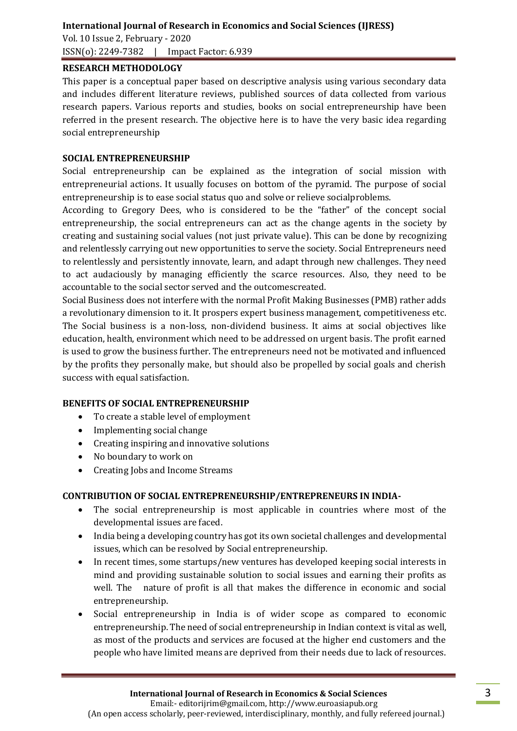## RESEARCH METHODOLOGY

This paper is a conceptual paper based on descriptive analysis using various secondary data and includes different literature reviews, published sources of data collected from various research papers. Various reports and studies, books on social entrepreneurship have been referred in the present research. The objective here is to have the very basic idea regarding social entrepreneurship

## SOCIAL ENTREPRENEURSHIP

Social entrepreneurship can be explained as the integration of social mission with entrepreneurial actions. It usually focuses on bottom of the pyramid. The purpose of social entrepreneurship is to ease social status quo and solve or relieve socialproblems.

According to Gregory Dees, who is considered to be the "father" of the concept social entrepreneurship, the social entrepreneurs can act as the change agents in the society by creating and sustaining social values (not just private value). This can be done by recognizing and relentlessly carrying out new opportunities to serve the society. Social Entrepreneurs need to relentlessly and persistently innovate, learn, and adapt through new challenges. They need to act audaciously by managing efficiently the scarce resources. Also, they need to be accountable to the social sector served and the outcomescreated.

Social Business does not interfere with the normal Profit Making Businesses (PMB) rather adds a revolutionary dimension to it. It prospers expert business management, competitiveness etc. The Social business is a non-loss, non-dividend business. It aims at social objectives like education, health, environment which need to be addressed on urgent basis. The profit earned is used to grow the business further. The entrepreneurs need not be motivated and influenced by the profits they personally make, but should also be propelled by social goals and cherish success with equal satisfaction.

## BENEFITS OF SOCIAL ENTREPRENEURSHIP

- To create a stable level of employment
- Implementing social change
- Creating inspiring and innovative solutions
- No boundary to work on
- Creating Jobs and Income Streams

## CONTRIBUTION OF SOCIAL ENTREPRENEURSHIP/ENTREPRENEURS IN INDIA-

- The social entrepreneurship is most applicable in countries where most of the developmental issues are faced.
- India being a developing country has got its own societal challenges and developmental issues, which can be resolved by Social entrepreneurship.
- In recent times, some startups/new ventures has developed keeping social interests in mind and providing sustainable solution to social issues and earning their profits as well. The nature of profit is all that makes the difference in economic and social entrepreneurship.
- Social entrepreneurship in India is of wider scope as compared to economic entrepreneurship. The need of social entrepreneurship in Indian context is vital as well, as most of the products and services are focused at the higher end customers and the people who have limited means are deprived from their needs due to lack of resources.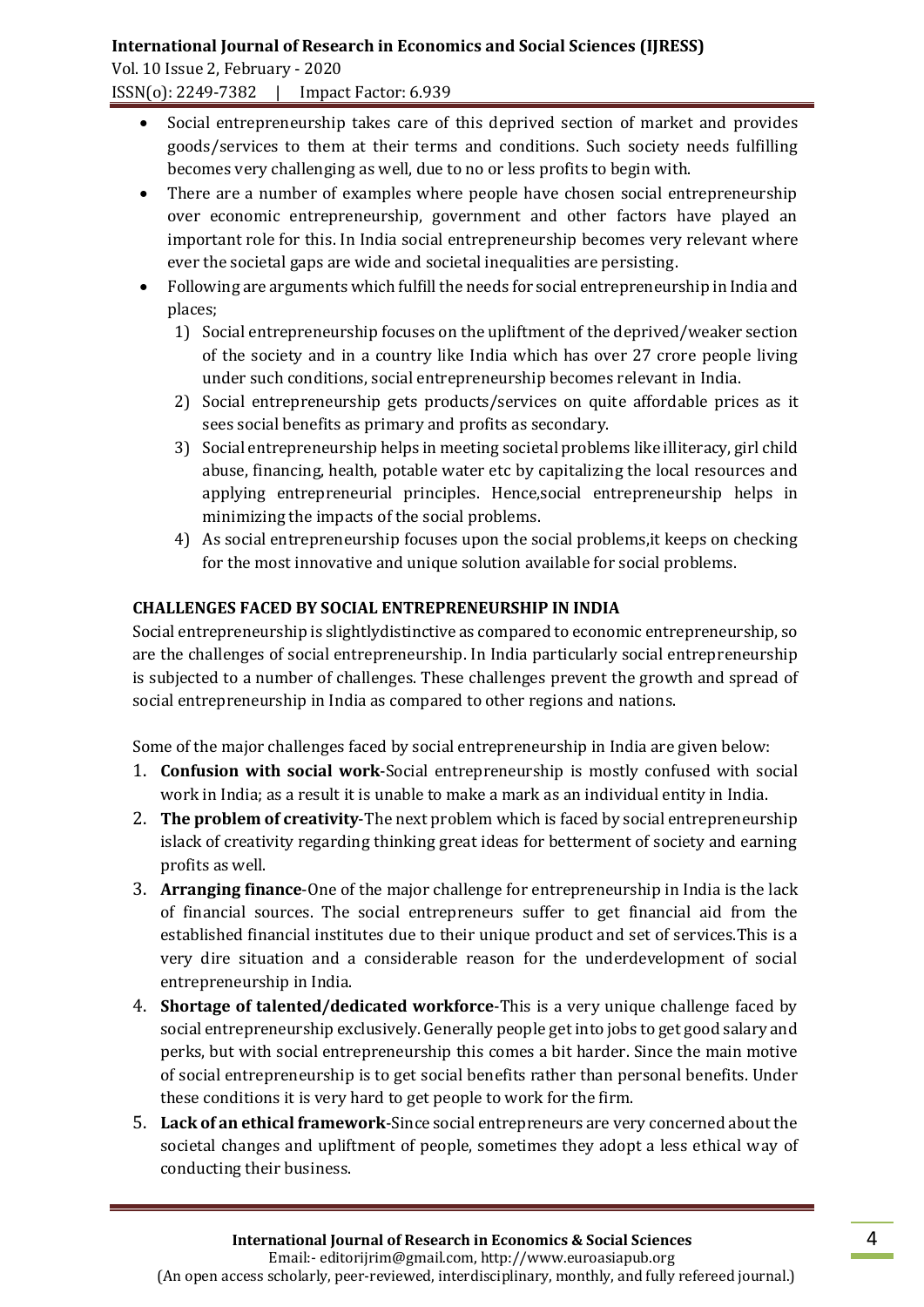- Social entrepreneurship takes care of this deprived section of market and provides goods/services to them at their terms and conditions. Such society needs fulfilling becomes very challenging as well, due to no or less profits to begin with.
- There are a number of examples where people have chosen social entrepreneurship over economic entrepreneurship, government and other factors have played an important role for this. In India social entrepreneurship becomes very relevant where ever the societal gaps are wide and societal inequalities are persisting.
- Following are arguments which fulfill the needs for social entrepreneurship in India and places;
  1) Social entrepreneurship focuses on the upliftment of the deprived/weaker section of the society and in a country like India which has over 27 crore people living under such conditions, social entrepreneurship becomes relevant in India.
  2) Social entrepreneurship gets products/services on quite affordable prices as it sees social benefits as primary and profits as secondary.
  3) Social entrepreneurship helps in meeting societal problems like illiteracy, girl child abuse, financing, health, potable water etc by capitalizing the local resources and applying entrepreneurial principles. Hence,social entrepreneurship helps in minimizing the impacts of the social problems.
  4) As social entrepreneurship focuses upon the social problems,it keeps on checking for the most innovative and unique solution available for social problems.

## CHALLENGES FACED BY SOCIAL ENTREPRENEURSHIP IN INDIA

Social entrepreneurship is slightlydistinctive as compared to economic entrepreneurship, so are the challenges of social entrepreneurship. In India particularly social entrepreneurship is subjected to a number of challenges. These challenges prevent the growth and spread of social entrepreneurship in India as compared to other regions and nations.

Some of the major challenges faced by social entrepreneurship in India are given below:

1. **Confusion with social work**-Social entrepreneurship is mostly confused with social work in India; as a result it is unable to make a mark as an individual entity in India.
2. **The problem of creativity**-The next problem which is faced by social entrepreneurship islack of creativity regarding thinking great ideas for betterment of society and earning profits as well.
3. **Arranging finance**-One of the major challenge for entrepreneurship in India is the lack of financial sources. The social entrepreneurs suffer to get financial aid from the established financial institutes due to their unique product and set of services.This is a very dire situation and a considerable reason for the underdevelopment of social entrepreneurship in India.
4. **Shortage of talented/dedicated workforce**-This is a very unique challenge faced by social entrepreneurship exclusively. Generally people get into jobs to get good salary and perks, but with social entrepreneurship this comes a bit harder. Since the main motive of social entrepreneurship is to get social benefits rather than personal benefits. Under these conditions it is very hard to get people to work for the firm.
5. **Lack of an ethical framework**-Since social entrepreneurs are very concerned about the societal changes and upliftment of people, sometimes they adopt a less ethical way of conducting their business.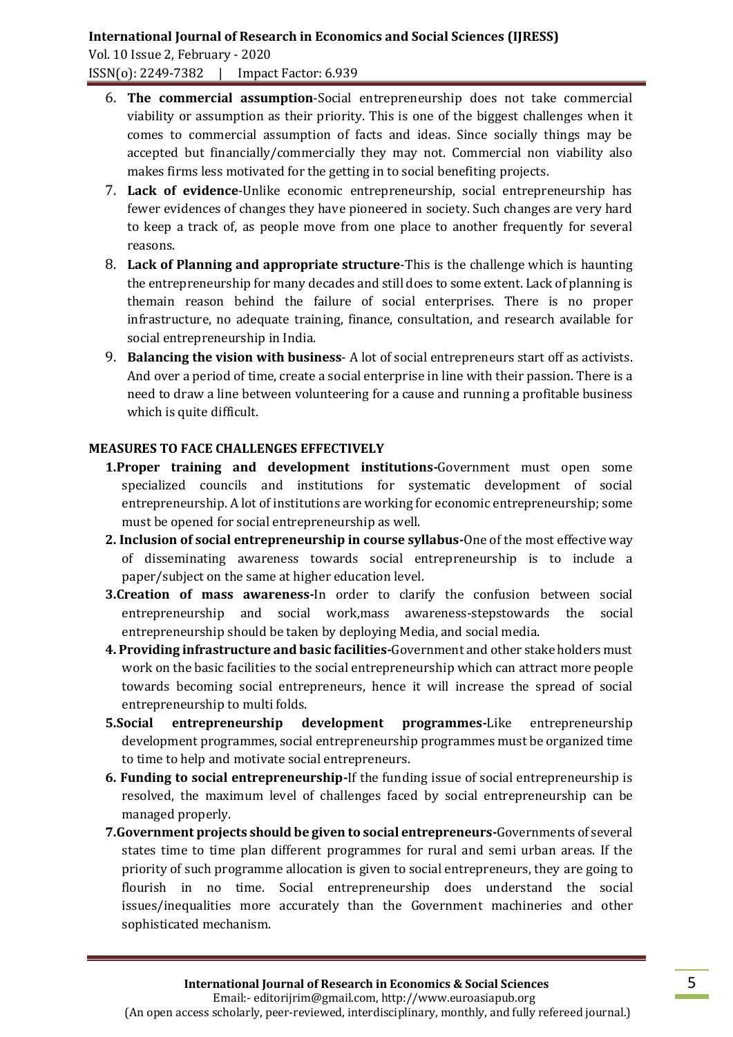6. **The commercial assumption**-Social entrepreneurship does not take commercial viability or assumption as their priority. This is one of the biggest challenges when it comes to commercial assumption of facts and ideas. Since socially things may be accepted but financially/commercially they may not. Commercial non viability also makes firms less motivated for the getting in to social benefiting projects.
7. **Lack of evidence**-Unlike economic entrepreneurship, social entrepreneurship has fewer evidences of changes they have pioneered in society. Such changes are very hard to keep a track of, as people move from one place to another frequently for several reasons.
8. **Lack of Planning and appropriate structure**-This is the challenge which is haunting the entrepreneurship for many decades and still does to some extent. Lack of planning is themain reason behind the failure of social enterprises. There is no proper infrastructure, no adequate training, finance, consultation, and research available for social entrepreneurship in India.
9. **Balancing the vision with business**- A lot of social entrepreneurs start off as activists. And over a period of time, create a social enterprise in line with their passion. There is a need to draw a line between volunteering for a cause and running a profitable business which is quite difficult.

**MEASURES TO FACE CHALLENGES EFFECTIVELY**

**1.Proper training and development institutions-**Government must open some specialized councils and institutions for systematic development of social entrepreneurship. A lot of institutions are working for economic entrepreneurship; some must be opened for social entrepreneurship as well.

**2. Inclusion of social entrepreneurship in course syllabus-**One of the most effective way of disseminating awareness towards social entrepreneurship is to include a paper/subject on the same at higher education level.

**3.Creation of mass awareness-**In order to clarify the confusion between social entrepreneurship and social work,mass awareness-stepstowards the social entrepreneurship should be taken by deploying Media, and social media.

**4. Providing infrastructure and basic facilities-**Government and other stake holders must work on the basic facilities to the social entrepreneurship which can attract more people towards becoming social entrepreneurs, hence it will increase the spread of social entrepreneurship to multi folds.

**5.Social entrepreneurship development programmes-**Like entrepreneurship development programmes, social entrepreneurship programmes must be organized time to time to help and motivate social entrepreneurs.

**6. Funding to social entrepreneurship-**If the funding issue of social entrepreneurship is resolved, the maximum level of challenges faced by social entrepreneurship can be managed properly.

**7.Government projects should be given to social entrepreneurs-**Governments of several states time to time plan different programmes for rural and semi urban areas. If the priority of such programme allocation is given to social entrepreneurs, they are going to flourish in no time. Social entrepreneurship does understand the social issues/inequalities more accurately than the Government machineries and other sophisticated mechanism.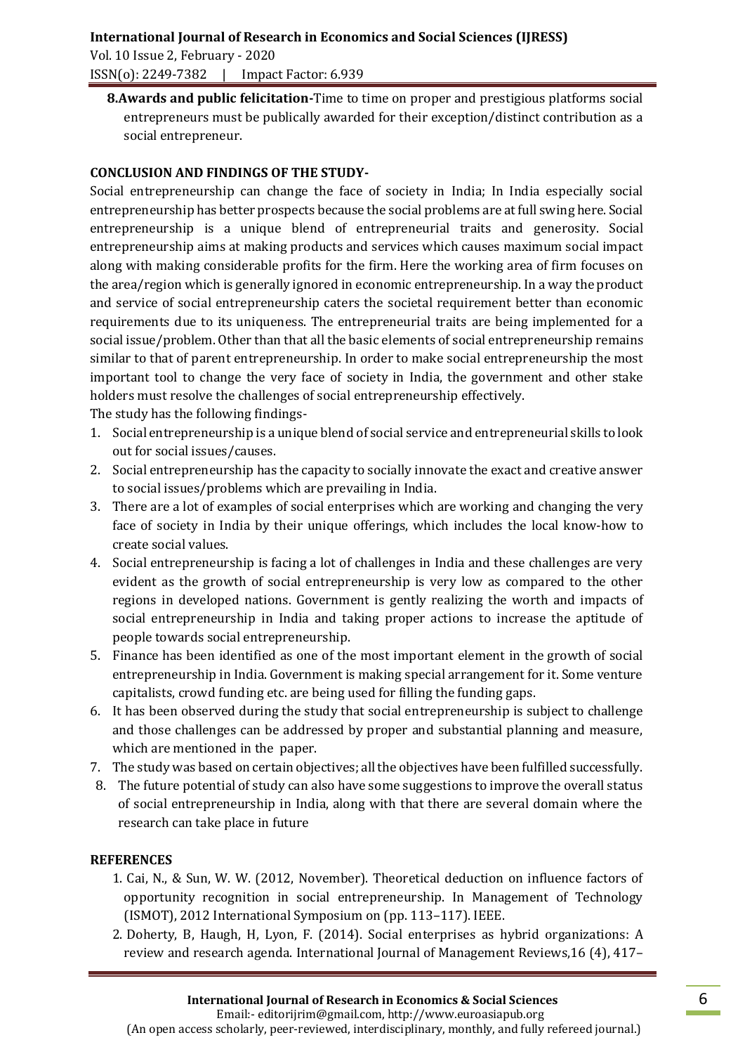**8.Awards and public felicitation-**Time to time on proper and prestigious platforms social entrepreneurs must be publically awarded for their exception/distinct contribution as a social entrepreneur.

**CONCLUSION AND FINDINGS OF THE STUDY-**

Social entrepreneurship can change the face of society in India; In India especially social entrepreneurship has better prospects because the social problems are at full swing here. Social entrepreneurship is a unique blend of entrepreneurial traits and generosity. Social entrepreneurship aims at making products and services which causes maximum social impact along with making considerable profits for the firm. Here the working area of firm focuses on the area/region which is generally ignored in economic entrepreneurship. In a way the product and service of social entrepreneurship caters the societal requirement better than economic requirements due to its uniqueness. The entrepreneurial traits are being implemented for a social issue/problem. Other than that all the basic elements of social entrepreneurship remains similar to that of parent entrepreneurship. In order to make social entrepreneurship the most important tool to change the very face of society in India, the government and other stake holders must resolve the challenges of social entrepreneurship effectively.

The study has the following findings-

1. Social entrepreneurship is a unique blend of social service and entrepreneurial skills to look out for social issues/causes.
2. Social entrepreneurship has the capacity to socially innovate the exact and creative answer to social issues/problems which are prevailing in India.
3. There are a lot of examples of social enterprises which are working and changing the very face of society in India by their unique offerings, which includes the local know-how to create social values.
4. Social entrepreneurship is facing a lot of challenges in India and these challenges are very evident as the growth of social entrepreneurship is very low as compared to the other regions in developed nations. Government is gently realizing the worth and impacts of social entrepreneurship in India and taking proper actions to increase the aptitude of people towards social entrepreneurship.
5. Finance has been identified as one of the most important element in the growth of social entrepreneurship in India. Government is making special arrangement for it. Some venture capitalists, crowd funding etc. are being used for filling the funding gaps.
6. It has been observed during the study that social entrepreneurship is subject to challenge and those challenges can be addressed by proper and substantial planning and measure, which are mentioned in the paper.
7. The study was based on certain objectives; all the objectives have been fulfilled successfully.
8. The future potential of study can also have some suggestions to improve the overall status of social entrepreneurship in India, along with that there are several domain where the research can take place in future

**REFERENCES**

1. Cai, N., & Sun, W. W. (2012, November). Theoretical deduction on influence factors of opportunity recognition in social entrepreneurship. In Management of Technology (ISMOT), 2012 International Symposium on (pp. 113–117). IEEE.
2. Doherty, B, Haugh, H, Lyon, F. (2014). Social enterprises as hybrid organizations: A review and research agenda. International Journal of Management Reviews,16 (4), 417–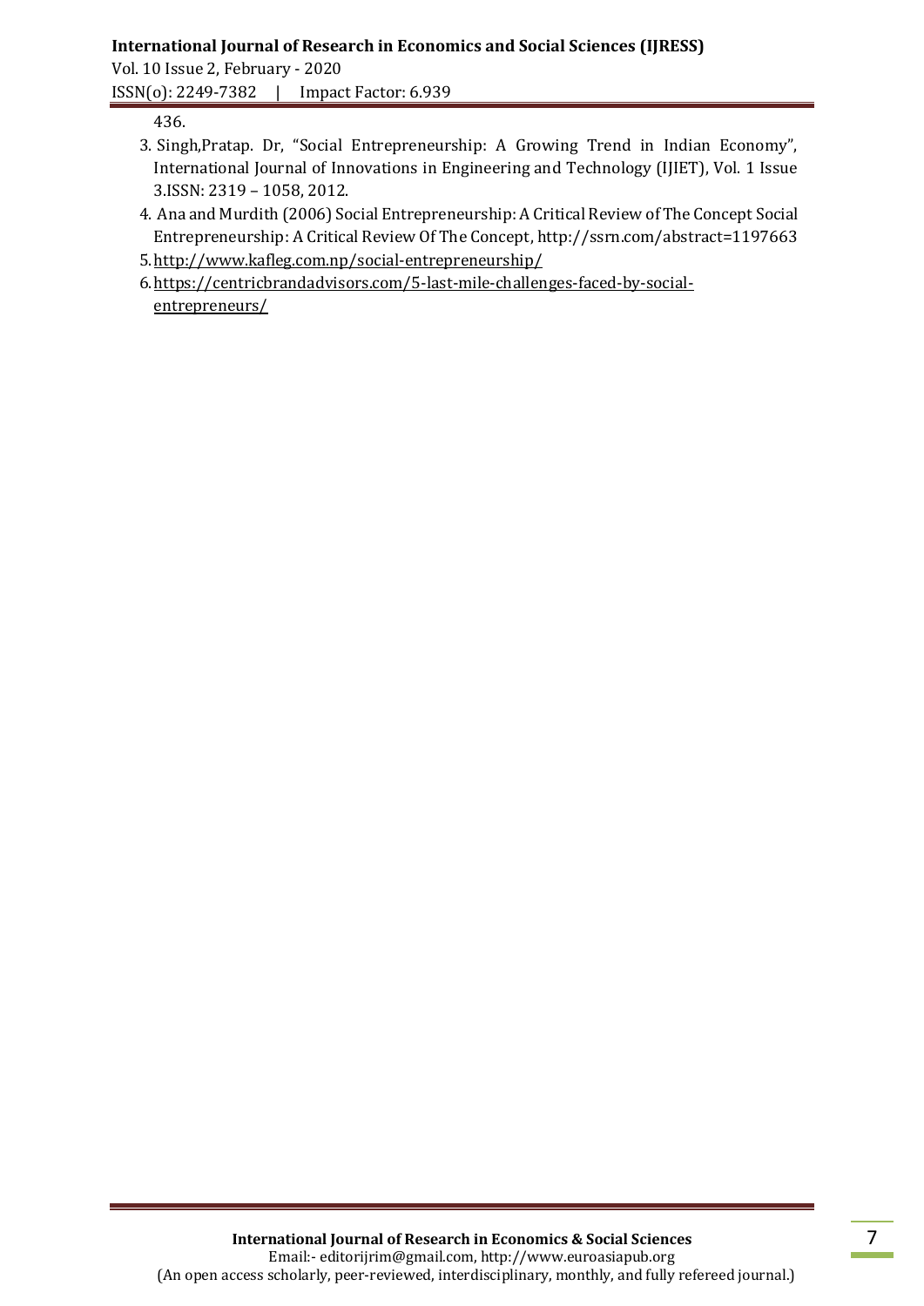436.

3. Singh,Pratap. Dr, "Social Entrepreneurship: A Growing Trend in Indian Economy", International Journal of Innovations in Engineering and Technology (IJIET), Vol. 1 Issue 3.ISSN: 2319 – 1058, 2012.
4. Ana and Murdith (2006) Social Entrepreneurship: A Critical Review of The Concept Social Entrepreneurship: A Critical Review Of The Concept, http://ssrn.com/abstract=1197663
5. http://www.kafleg.com.np/social-entrepreneurship/
6. https://centricbrandadvisors.com/5-last-mile-challenges-faced-by-social-entrepreneurs/